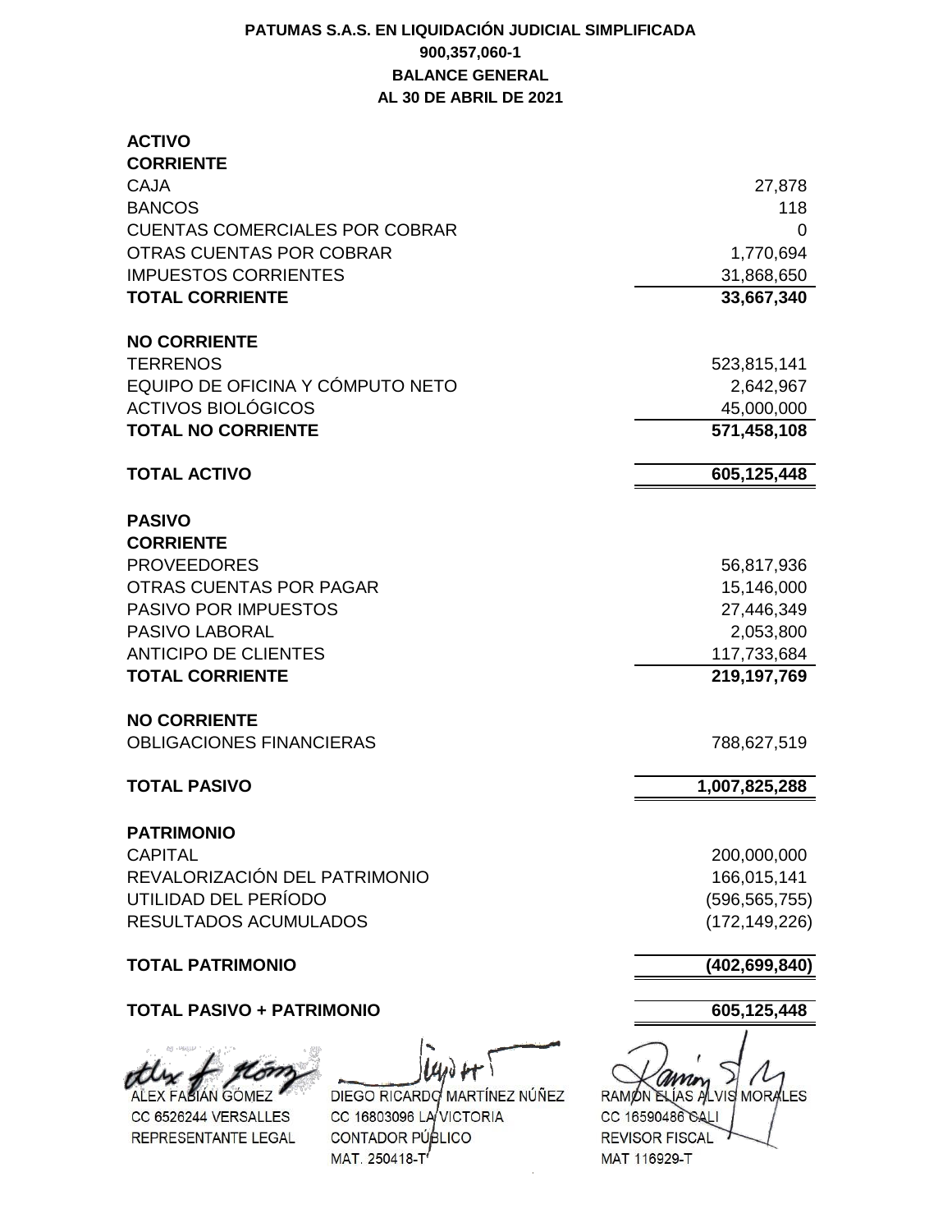**PATUMAS S.A.S. EN LIQUIDACIÓN JUDICIAL SIMPLIFICADA**

**900,357,060-1**

**BALANCE GENERAL**

**AL 30 DE ABRIL DE 2021**

| Concepto | Valor |
|---|---|
| **ACTIVO** | |
| **CORRIENTE** | |
| CAJA | 27,878 |
| BANCOS | 118 |
| CUENTAS COMERCIALES POR COBRAR | 0 |
| OTRAS CUENTAS POR COBRAR | 1,770,694 |
| IMPUESTOS CORRIENTES | 31,868,650 |
| **TOTAL CORRIENTE** | **33,667,340** |
| **NO CORRIENTE** | |
| TERRENOS | 523,815,141 |
| EQUIPO DE OFICINA Y CÓMPUTO NETO | 2,642,967 |
| ACTIVOS BIOLÓGICOS | 45,000,000 |
| **TOTAL NO CORRIENTE** | **571,458,108** |
| **TOTAL ACTIVO** | **605,125,448** |
| **PASIVO** | |
| **CORRIENTE** | |
| PROVEEDORES | 56,817,936 |
| OTRAS CUENTAS POR PAGAR | 15,146,000 |
| PASIVO POR IMPUESTOS | 27,446,349 |
| PASIVO LABORAL | 2,053,800 |
| ANTICIPO DE CLIENTES | 117,733,684 |
| **TOTAL CORRIENTE** | **219,197,769** |
| **NO CORRIENTE** | |
| OBLIGACIONES FINANCIERAS | 788,627,519 |
| **TOTAL PASIVO** | **1,007,825,288** |
| **PATRIMONIO** | |
| CAPITAL | 200,000,000 |
| REVALORIZACIÓN DEL PATRIMONIO | 166,015,141 |
| UTILIDAD DEL PERÍODO | (596,565,755) |
| RESULTADOS ACUMULADOS | (172,149,226) |
| **TOTAL PATRIMONIO** | **(402,699,840)** |
| **TOTAL PASIVO + PATRIMONIO** | **605,125,448** |

| | | |
|---|---|---|
| ALEX FABIÁN GÓMEZ | DIEGO RICARDO MARTÍNEZ NÚÑEZ | RAMÓN ELÍAS ALVIS MORALES |
| CC 6526244 VERSALLES | CC 16803096 LA VICTORIA | CC 16590486 CALI |
| REPRESENTANTE LEGAL | CONTADOR PÚBLICO | REVISOR FISCAL |
| | MAT. 250418-T | MAT 116929-T |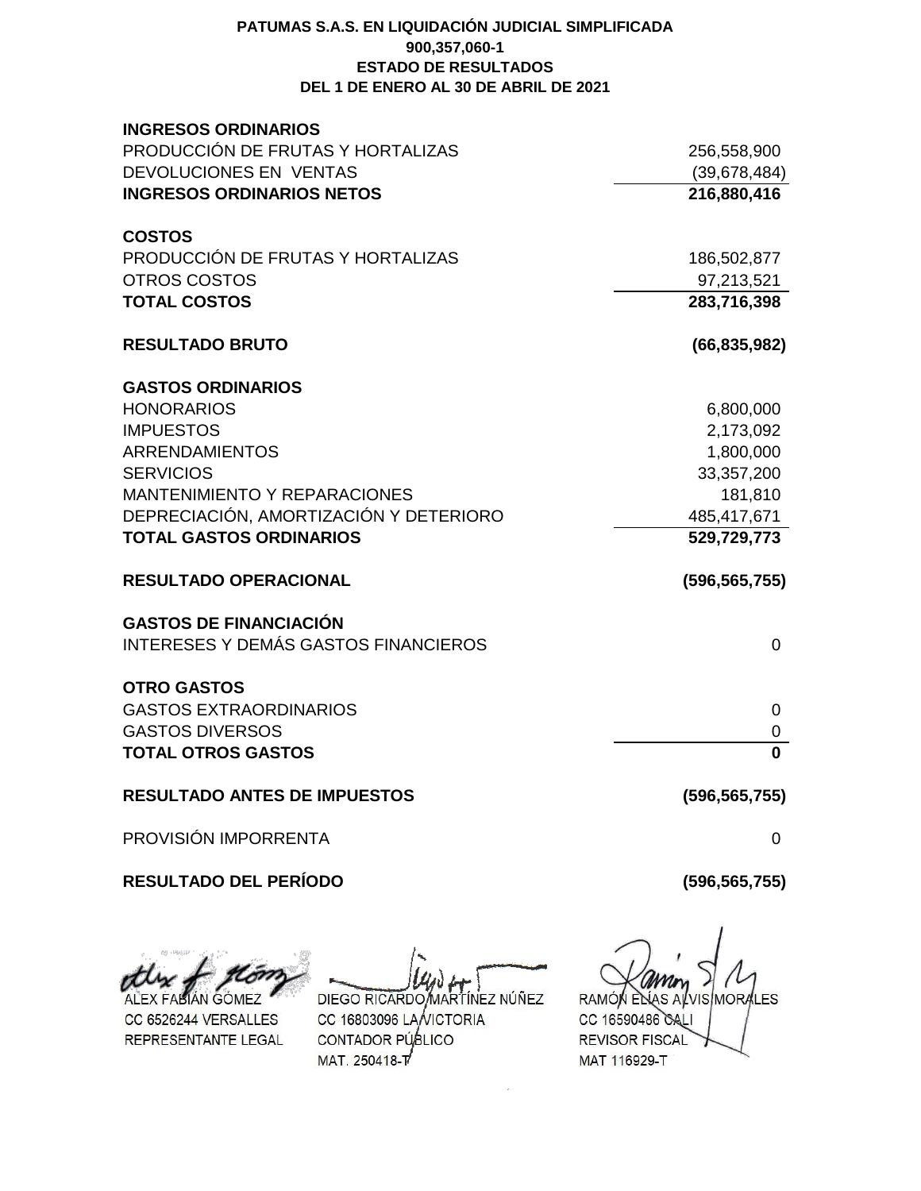**PATUMAS S.A.S. EN LIQUIDACIÓN JUDICIAL SIMPLIFICADA**
**900,357,060-1**
**ESTADO DE RESULTADOS**
**DEL 1 DE ENERO AL 30 DE ABRIL DE 2021**

| | |
|---|---|
| **INGRESOS ORDINARIOS** | |
| PRODUCCIÓN DE FRUTAS Y HORTALIZAS | 256,558,900 |
| DEVOLUCIONES EN VENTAS | (39,678,484) |
| **INGRESOS ORDINARIOS NETOS** | **216,880,416** |
| | |
| **COSTOS** | |
| PRODUCCIÓN DE FRUTAS Y HORTALIZAS | 186,502,877 |
| OTROS COSTOS | 97,213,521 |
| **TOTAL COSTOS** | **283,716,398** |
| | |
| **RESULTADO BRUTO** | **(66,835,982)** |
| | |
| **GASTOS ORDINARIOS** | |
| HONORARIOS | 6,800,000 |
| IMPUESTOS | 2,173,092 |
| ARRENDAMIENTOS | 1,800,000 |
| SERVICIOS | 33,357,200 |
| MANTENIMIENTO Y REPARACIONES | 181,810 |
| DEPRECIACIÓN, AMORTIZACIÓN Y DETERIORO | 485,417,671 |
| **TOTAL GASTOS ORDINARIOS** | **529,729,773** |
| | |
| **RESULTADO OPERACIONAL** | **(596,565,755)** |
| | |
| **GASTOS DE FINANCIACIÓN** | |
| INTERESES Y DEMÁS GASTOS FINANCIEROS | 0 |
| | |
| **OTRO GASTOS** | |
| GASTOS EXTRAORDINARIOS | 0 |
| GASTOS DIVERSOS | 0 |
| **TOTAL OTROS GASTOS** | **0** |
| | |
| **RESULTADO ANTES DE IMPUESTOS** | **(596,565,755)** |
| | |
| PROVISIÓN IMPORRENTA | 0 |
| | |
| **RESULTADO DEL PERÍODO** | **(596,565,755)** |

| | | |
|---|---|---|
| ALEX FABIÁN GÓMEZ | DIEGO RICARDO MARTÍNEZ NÚÑEZ | RAMÓN ELÍAS ALVIS MORALES |
| CC 6526244 VERSALLES | CC 16803096 LA VICTORIA | CC 16590486 CALI |
| REPRESENTANTE LEGAL | CONTADOR PÚBLICO | REVISOR FISCAL |
| | MAT. 250418-T | MAT 116929-T |